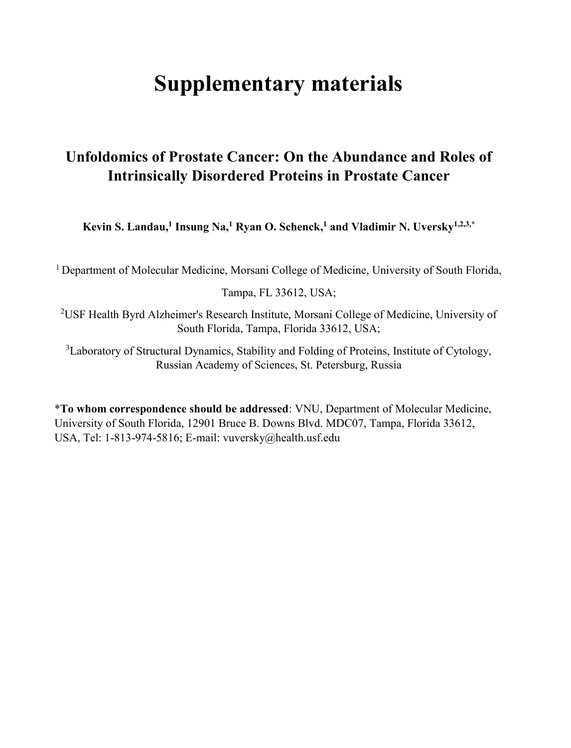# Supplementary materials

## Unfoldomics of Prostate Cancer: On the Abundance and Roles of Intrinsically Disordered Proteins in Prostate Cancer

**Kevin S. Landau,[1] Insung Na,[1] Ryan O. Schenck,[1] and Vladimir N. Uversky[1,2,3,*]**

[1] Department of Molecular Medicine, Morsani College of Medicine, University of South Florida, Tampa, FL 33612, USA;

[2]USF Health Byrd Alzheimer's Research Institute, Morsani College of Medicine, University of South Florida, Tampa, Florida 33612, USA;

[3]Laboratory of Structural Dynamics, Stability and Folding of Proteins, Institute of Cytology, Russian Academy of Sciences, St. Petersburg, Russia

\***To whom correspondence should be addressed**: VNU, Department of Molecular Medicine, University of South Florida, 12901 Bruce B. Downs Blvd. MDC07, Tampa, Florida 33612, USA, Tel: 1-813-974-5816; E-mail: vuversky@health.usf.edu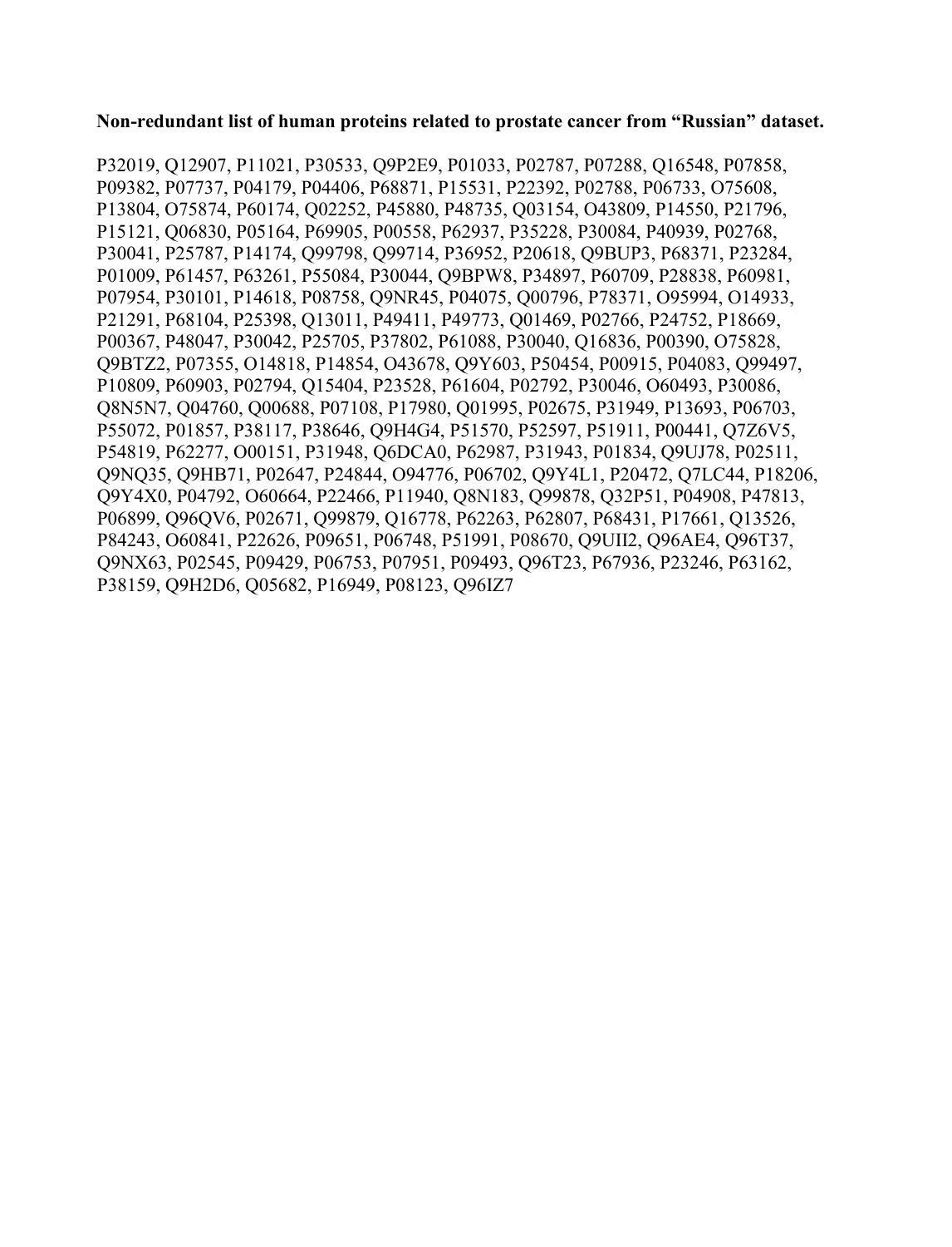**Non-redundant list of human proteins related to prostate cancer from "Russian" dataset.**

P32019, Q12907, P11021, P30533, Q9P2E9, P01033, P02787, P07288, Q16548, P07858, P09382, P07737, P04179, P04406, P68871, P15531, P22392, P02788, P06733, O75608, P13804, O75874, P60174, Q02252, P45880, P48735, Q03154, O43809, P14550, P21796, P15121, Q06830, P05164, P69905, P00558, P62937, P35228, P30084, P40939, P02768, P30041, P25787, P14174, Q99798, Q99714, P36952, P20618, Q9BUP3, P68371, P23284, P01009, P61457, P63261, P55084, P30044, Q9BPW8, P34897, P60709, P28838, P60981, P07954, P30101, P14618, P08758, Q9NR45, P04075, Q00796, P78371, O95994, O14933, P21291, P68104, P25398, Q13011, P49411, P49773, Q01469, P02766, P24752, P18669, P00367, P48047, P30042, P25705, P37802, P61088, P30040, Q16836, P00390, O75828, Q9BTZ2, P07355, O14818, P14854, O43678, Q9Y603, P50454, P00915, P04083, Q99497, P10809, P60903, P02794, Q15404, P23528, P61604, P02792, P30046, O60493, P30086, Q8N5N7, Q04760, Q00688, P07108, P17980, Q01995, P02675, P31949, P13693, P06703, P55072, P01857, P38117, P38646, Q9H4G4, P51570, P52597, P51911, P00441, Q7Z6V5, P54819, P62277, O00151, P31948, Q6DCA0, P62987, P31943, P01834, Q9UJ78, P02511, Q9NQ35, Q9HB71, P02647, P24844, O94776, P06702, Q9Y4L1, P20472, Q7LC44, P18206, Q9Y4X0, P04792, O60664, P22466, P11940, Q8N183, Q99878, Q32P51, P04908, P47813, P06899, Q96QV6, P02671, Q99879, Q16778, P62263, P62807, P68431, P17661, Q13526, P84243, O60841, P22626, P09651, P06748, P51991, P08670, Q9UII2, Q96AE4, Q96T37, Q9NX63, P02545, P09429, P06753, P07951, P09493, Q96T23, P67936, P23246, P63162, P38159, Q9H2D6, Q05682, P16949, P08123, Q96IZ7